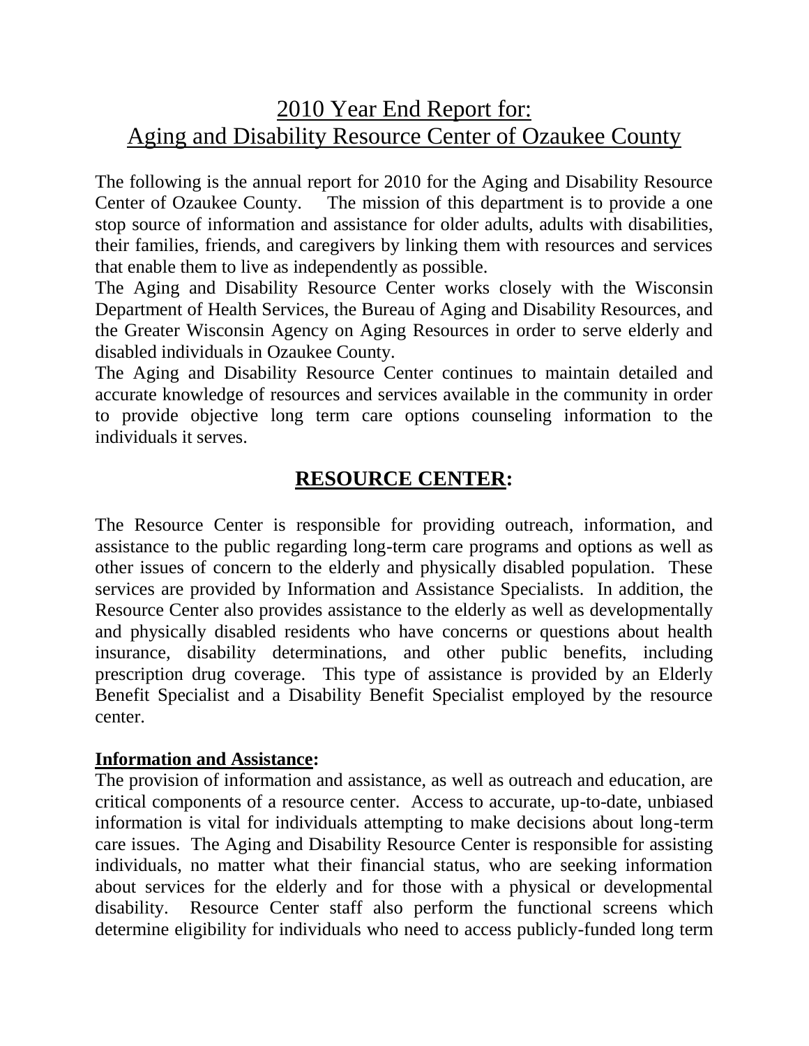# 2010 Year End Report for: Aging and Disability Resource Center of Ozaukee County

The following is the annual report for 2010 for the Aging and Disability Resource Center of Ozaukee County. The mission of this department is to provide a one stop source of information and assistance for older adults, adults with disabilities, their families, friends, and caregivers by linking them with resources and services that enable them to live as independently as possible.

The Aging and Disability Resource Center works closely with the Wisconsin Department of Health Services, the Bureau of Aging and Disability Resources, and the Greater Wisconsin Agency on Aging Resources in order to serve elderly and disabled individuals in Ozaukee County.

The Aging and Disability Resource Center continues to maintain detailed and accurate knowledge of resources and services available in the community in order to provide objective long term care options counseling information to the individuals it serves.

## RESOURCE CENTER:

The Resource Center is responsible for providing outreach, information, and assistance to the public regarding long-term care programs and options as well as other issues of concern to the elderly and physically disabled population. These services are provided by Information and Assistance Specialists. In addition, the Resource Center also provides assistance to the elderly as well as developmentally and physically disabled residents who have concerns or questions about health insurance, disability determinations, and other public benefits, including prescription drug coverage. This type of assistance is provided by an Elderly Benefit Specialist and a Disability Benefit Specialist employed by the resource center.

### Information and Assistance:

The provision of information and assistance, as well as outreach and education, are critical components of a resource center. Access to accurate, up-to-date, unbiased information is vital for individuals attempting to make decisions about long-term care issues. The Aging and Disability Resource Center is responsible for assisting individuals, no matter what their financial status, who are seeking information about services for the elderly and for those with a physical or developmental disability. Resource Center staff also perform the functional screens which determine eligibility for individuals who need to access publicly-funded long term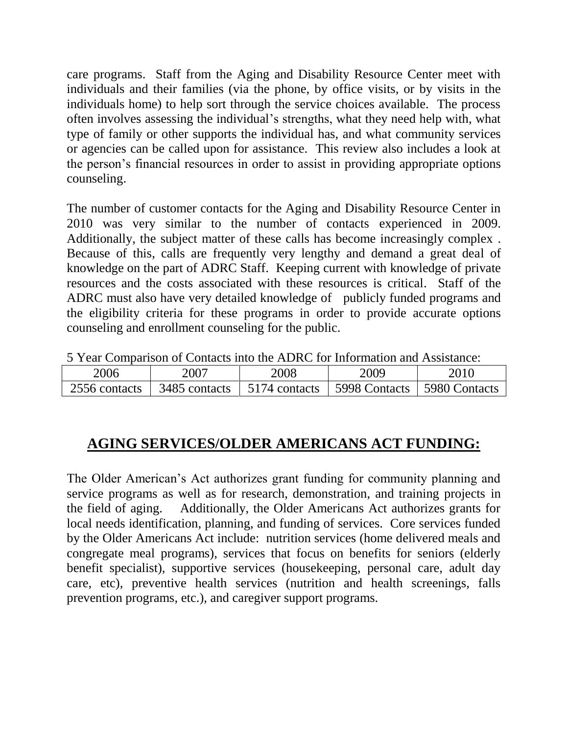care programs. Staff from the Aging and Disability Resource Center meet with individuals and their families (via the phone, by office visits, or by visits in the individuals home) to help sort through the service choices available. The process often involves assessing the individual's strengths, what they need help with, what type of family or other supports the individual has, and what community services or agencies can be called upon for assistance. This review also includes a look at the person's financial resources in order to assist in providing appropriate options counseling.

The number of customer contacts for the Aging and Disability Resource Center in 2010 was very similar to the number of contacts experienced in 2009. Additionally, the subject matter of these calls has become increasingly complex . Because of this, calls are frequently very lengthy and demand a great deal of knowledge on the part of ADRC Staff. Keeping current with knowledge of private resources and the costs associated with these resources is critical. Staff of the ADRC must also have very detailed knowledge of publicly funded programs and the eligibility criteria for these programs in order to provide accurate options counseling and enrollment counseling for the public.

5 Year Comparison of Contacts into the ADRC for Information and Assistance:

| 2006 | 2007 | 2008 | 2009 | 2010 |
|---|---|---|---|---|
| 2556 contacts | 3485 contacts | 5174 contacts | 5998 Contacts | 5980 Contacts |

## AGING SERVICES/OLDER AMERICANS ACT FUNDING:

The Older American's Act authorizes grant funding for community planning and service programs as well as for research, demonstration, and training projects in the field of aging. Additionally, the Older Americans Act authorizes grants for local needs identification, planning, and funding of services. Core services funded by the Older Americans Act include: nutrition services (home delivered meals and congregate meal programs), services that focus on benefits for seniors (elderly benefit specialist), supportive services (housekeeping, personal care, adult day care, etc), preventive health services (nutrition and health screenings, falls prevention programs, etc.), and caregiver support programs.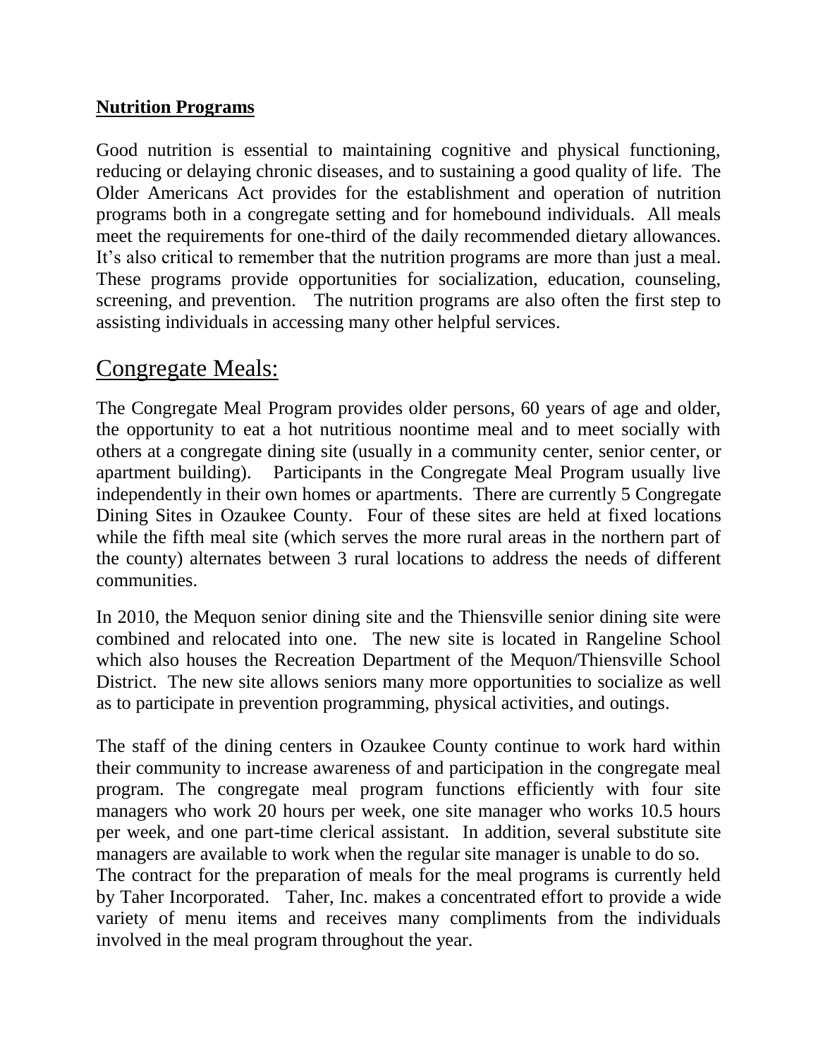**Nutrition Programs**

Good nutrition is essential to maintaining cognitive and physical functioning, reducing or delaying chronic diseases, and to sustaining a good quality of life. The Older Americans Act provides for the establishment and operation of nutrition programs both in a congregate setting and for homebound individuals. All meals meet the requirements for one-third of the daily recommended dietary allowances. It's also critical to remember that the nutrition programs are more than just a meal. These programs provide opportunities for socialization, education, counseling, screening, and prevention. The nutrition programs are also often the first step to assisting individuals in accessing many other helpful services.

## Congregate Meals:

The Congregate Meal Program provides older persons, 60 years of age and older, the opportunity to eat a hot nutritious noontime meal and to meet socially with others at a congregate dining site (usually in a community center, senior center, or apartment building). Participants in the Congregate Meal Program usually live independently in their own homes or apartments. There are currently 5 Congregate Dining Sites in Ozaukee County. Four of these sites are held at fixed locations while the fifth meal site (which serves the more rural areas in the northern part of the county) alternates between 3 rural locations to address the needs of different communities.

In 2010, the Mequon senior dining site and the Thiensville senior dining site were combined and relocated into one. The new site is located in Rangeline School which also houses the Recreation Department of the Mequon/Thiensville School District. The new site allows seniors many more opportunities to socialize as well as to participate in prevention programming, physical activities, and outings.

The staff of the dining centers in Ozaukee County continue to work hard within their community to increase awareness of and participation in the congregate meal program. The congregate meal program functions efficiently with four site managers who work 20 hours per week, one site manager who works 10.5 hours per week, and one part-time clerical assistant. In addition, several substitute site managers are available to work when the regular site manager is unable to do so.
The contract for the preparation of meals for the meal programs is currently held by Taher Incorporated. Taher, Inc. makes a concentrated effort to provide a wide variety of menu items and receives many compliments from the individuals involved in the meal program throughout the year.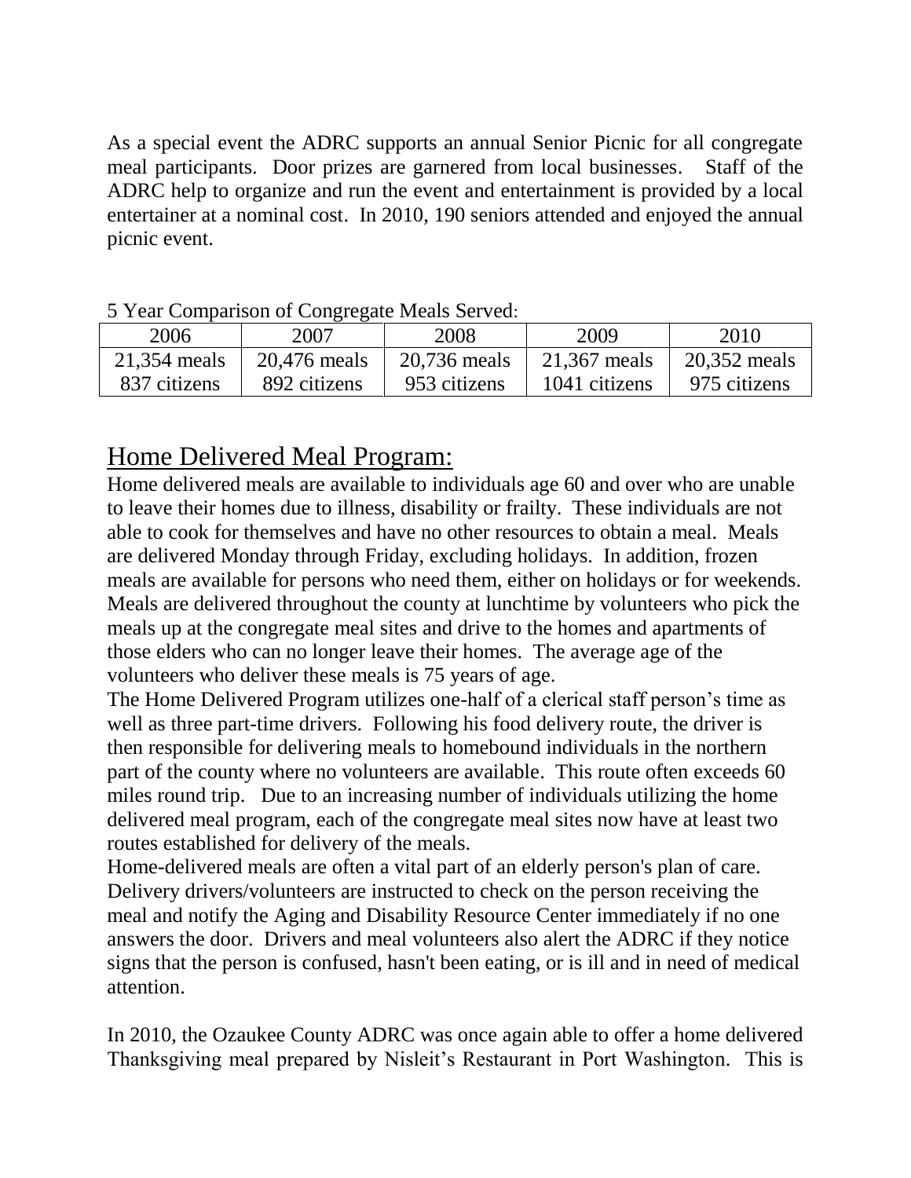As a special event the ADRC supports an annual Senior Picnic for all congregate meal participants. Door prizes are garnered from local businesses. Staff of the ADRC help to organize and run the event and entertainment is provided by a local entertainer at a nominal cost. In 2010, 190 seniors attended and enjoyed the annual picnic event.

5 Year Comparison of Congregate Meals Served:

| 2006 | 2007 | 2008 | 2009 | 2010 |
|---|---|---|---|---|
| 21,354 meals<br>837 citizens | 20,476 meals<br>892 citizens | 20,736 meals<br>953 citizens | 21,367 meals<br>1041 citizens | 20,352 meals<br>975 citizens |

## Home Delivered Meal Program:

Home delivered meals are available to individuals age 60 and over who are unable to leave their homes due to illness, disability or frailty. These individuals are not able to cook for themselves and have no other resources to obtain a meal. Meals are delivered Monday through Friday, excluding holidays. In addition, frozen meals are available for persons who need them, either on holidays or for weekends. Meals are delivered throughout the county at lunchtime by volunteers who pick the meals up at the congregate meal sites and drive to the homes and apartments of those elders who can no longer leave their homes. The average age of the volunteers who deliver these meals is 75 years of age.

The Home Delivered Program utilizes one-half of a clerical staff person's time as well as three part-time drivers. Following his food delivery route, the driver is then responsible for delivering meals to homebound individuals in the northern part of the county where no volunteers are available. This route often exceeds 60 miles round trip. Due to an increasing number of individuals utilizing the home delivered meal program, each of the congregate meal sites now have at least two routes established for delivery of the meals.

Home-delivered meals are often a vital part of an elderly person's plan of care. Delivery drivers/volunteers are instructed to check on the person receiving the meal and notify the Aging and Disability Resource Center immediately if no one answers the door. Drivers and meal volunteers also alert the ADRC if they notice signs that the person is confused, hasn't been eating, or is ill and in need of medical attention.

In 2010, the Ozaukee County ADRC was once again able to offer a home delivered Thanksgiving meal prepared by Nisleit's Restaurant in Port Washington. This is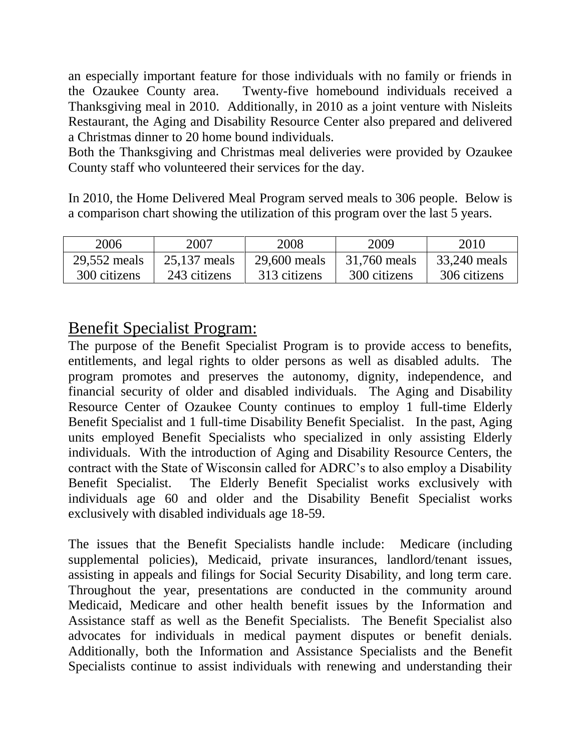an especially important feature for those individuals with no family or friends in the Ozaukee County area. Twenty-five homebound individuals received a Thanksgiving meal in 2010. Additionally, in 2010 as a joint venture with Nisleits Restaurant, the Aging and Disability Resource Center also prepared and delivered a Christmas dinner to 20 home bound individuals.

Both the Thanksgiving and Christmas meal deliveries were provided by Ozaukee County staff who volunteered their services for the day.

In 2010, the Home Delivered Meal Program served meals to 306 people. Below is a comparison chart showing the utilization of this program over the last 5 years.

| 2006 | 2007 | 2008 | 2009 | 2010 |
|---|---|---|---|---|
| 29,552 meals<br>300 citizens | 25,137 meals<br>243 citizens | 29,600 meals<br>313 citizens | 31,760 meals<br>300 citizens | 33,240 meals<br>306 citizens |

## Benefit Specialist Program:

The purpose of the Benefit Specialist Program is to provide access to benefits, entitlements, and legal rights to older persons as well as disabled adults. The program promotes and preserves the autonomy, dignity, independence, and financial security of older and disabled individuals. The Aging and Disability Resource Center of Ozaukee County continues to employ 1 full-time Elderly Benefit Specialist and 1 full-time Disability Benefit Specialist. In the past, Aging units employed Benefit Specialists who specialized in only assisting Elderly individuals. With the introduction of Aging and Disability Resource Centers, the contract with the State of Wisconsin called for ADRC's to also employ a Disability Benefit Specialist. The Elderly Benefit Specialist works exclusively with individuals age 60 and older and the Disability Benefit Specialist works exclusively with disabled individuals age 18-59.

The issues that the Benefit Specialists handle include: Medicare (including supplemental policies), Medicaid, private insurances, landlord/tenant issues, assisting in appeals and filings for Social Security Disability, and long term care. Throughout the year, presentations are conducted in the community around Medicaid, Medicare and other health benefit issues by the Information and Assistance staff as well as the Benefit Specialists. The Benefit Specialist also advocates for individuals in medical payment disputes or benefit denials. Additionally, both the Information and Assistance Specialists and the Benefit Specialists continue to assist individuals with renewing and understanding their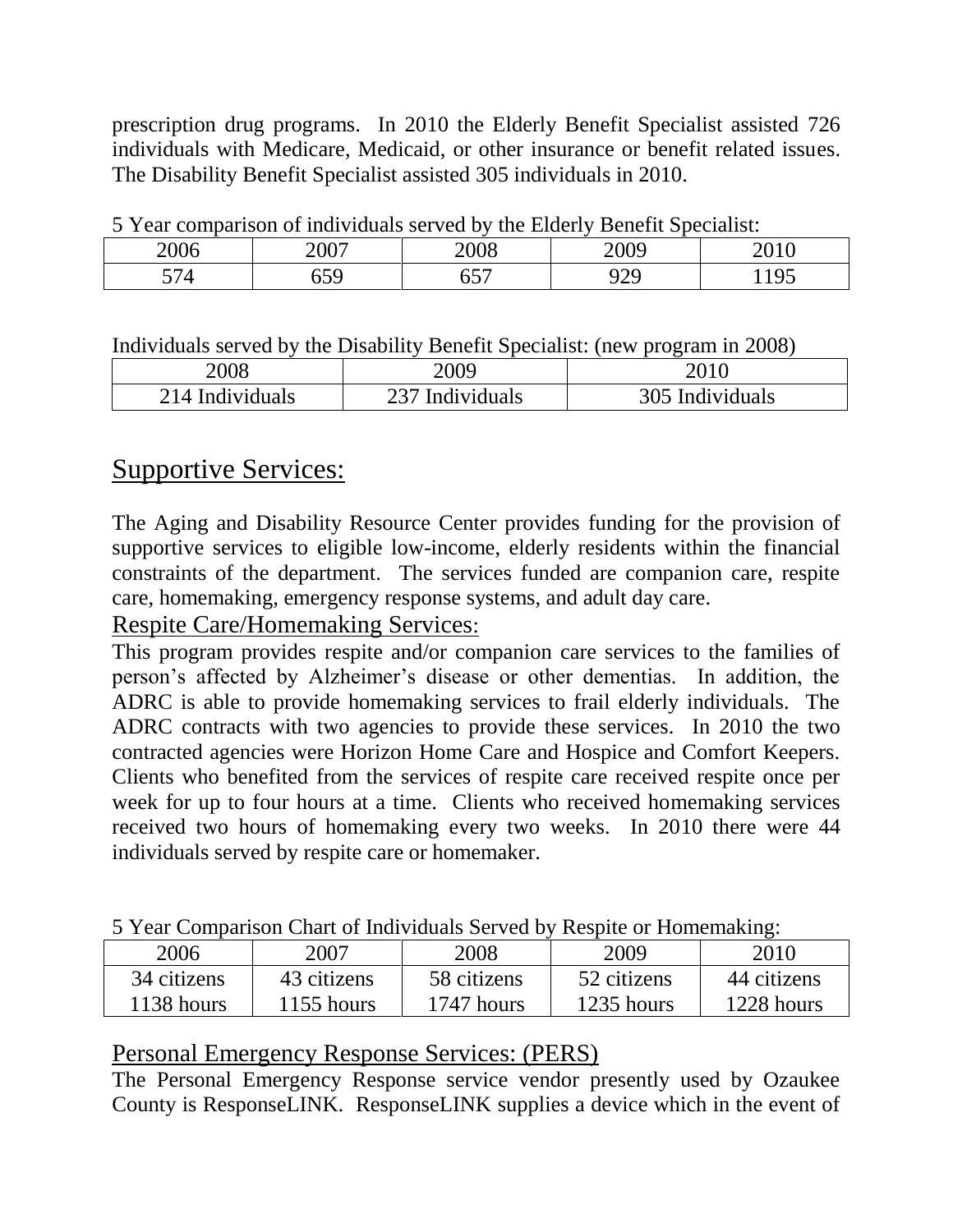prescription drug programs. In 2010 the Elderly Benefit Specialist assisted 726 individuals with Medicare, Medicaid, or other insurance or benefit related issues. The Disability Benefit Specialist assisted 305 individuals in 2010.

5 Year comparison of individuals served by the Elderly Benefit Specialist:

| 2006 | 2007 | 2008 | 2009 | 2010 |
|---|---|---|---|---|
| 574 | 659 | 657 | 929 | 1195 |

Individuals served by the Disability Benefit Specialist: (new program in 2008)

| 2008 | 2009 | 2010 |
|---|---|---|
| 214 Individuals | 237 Individuals | 305 Individuals |

## Supportive Services:

The Aging and Disability Resource Center provides funding for the provision of supportive services to eligible low-income, elderly residents within the financial constraints of the department. The services funded are companion care, respite care, homemaking, emergency response systems, and adult day care.

### Respite Care/Homemaking Services:

This program provides respite and/or companion care services to the families of person's affected by Alzheimer's disease or other dementias. In addition, the ADRC is able to provide homemaking services to frail elderly individuals. The ADRC contracts with two agencies to provide these services. In 2010 the two contracted agencies were Horizon Home Care and Hospice and Comfort Keepers. Clients who benefited from the services of respite care received respite once per week for up to four hours at a time. Clients who received homemaking services received two hours of homemaking every two weeks. In 2010 there were 44 individuals served by respite care or homemaker.

5 Year Comparison Chart of Individuals Served by Respite or Homemaking:

| 2006 | 2007 | 2008 | 2009 | 2010 |
|---|---|---|---|---|
| 34 citizens<br>1138 hours | 43 citizens<br>1155 hours | 58 citizens<br>1747 hours | 52 citizens<br>1235 hours | 44 citizens<br>1228 hours |

### Personal Emergency Response Services: (PERS)

The Personal Emergency Response service vendor presently used by Ozaukee County is ResponseLINK. ResponseLINK supplies a device which in the event of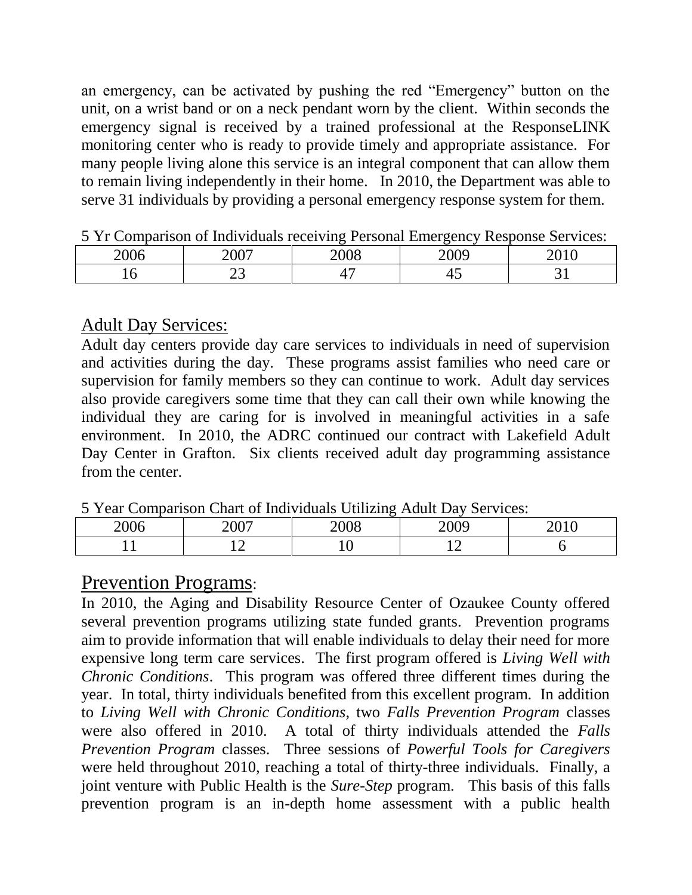an emergency, can be activated by pushing the red "Emergency" button on the unit, on a wrist band or on a neck pendant worn by the client. Within seconds the emergency signal is received by a trained professional at the ResponseLINK monitoring center who is ready to provide timely and appropriate assistance. For many people living alone this service is an integral component that can allow them to remain living independently in their home. In 2010, the Department was able to serve 31 individuals by providing a personal emergency response system for them.

5 Yr Comparison of Individuals receiving Personal Emergency Response Services:

| 2006 | 2007 | 2008 | 2009 | 2010 |
|---|---|---|---|---|
| 16 | 23 | 47 | 45 | 31 |

## Adult Day Services:

Adult day centers provide day care services to individuals in need of supervision and activities during the day. These programs assist families who need care or supervision for family members so they can continue to work. Adult day services also provide caregivers some time that they can call their own while knowing the individual they are caring for is involved in meaningful activities in a safe environment. In 2010, the ADRC continued our contract with Lakefield Adult Day Center in Grafton. Six clients received adult day programming assistance from the center.

5 Year Comparison Chart of Individuals Utilizing Adult Day Services:

| 2006 | 2007 | 2008 | 2009 | 2010 |
|---|---|---|---|---|
| 11 | 12 | 10 | 12 | 6 |

## Prevention Programs:

In 2010, the Aging and Disability Resource Center of Ozaukee County offered several prevention programs utilizing state funded grants. Prevention programs aim to provide information that will enable individuals to delay their need for more expensive long term care services. The first program offered is *Living Well with Chronic Conditions*. This program was offered three different times during the year. In total, thirty individuals benefited from this excellent program. In addition to *Living Well with Chronic Conditions*, two *Falls Prevention Program* classes were also offered in 2010. A total of thirty individuals attended the *Falls Prevention Program* classes. Three sessions of *Powerful Tools for Caregivers* were held throughout 2010, reaching a total of thirty-three individuals. Finally, a joint venture with Public Health is the *Sure-Step* program. This basis of this falls prevention program is an in-depth home assessment with a public health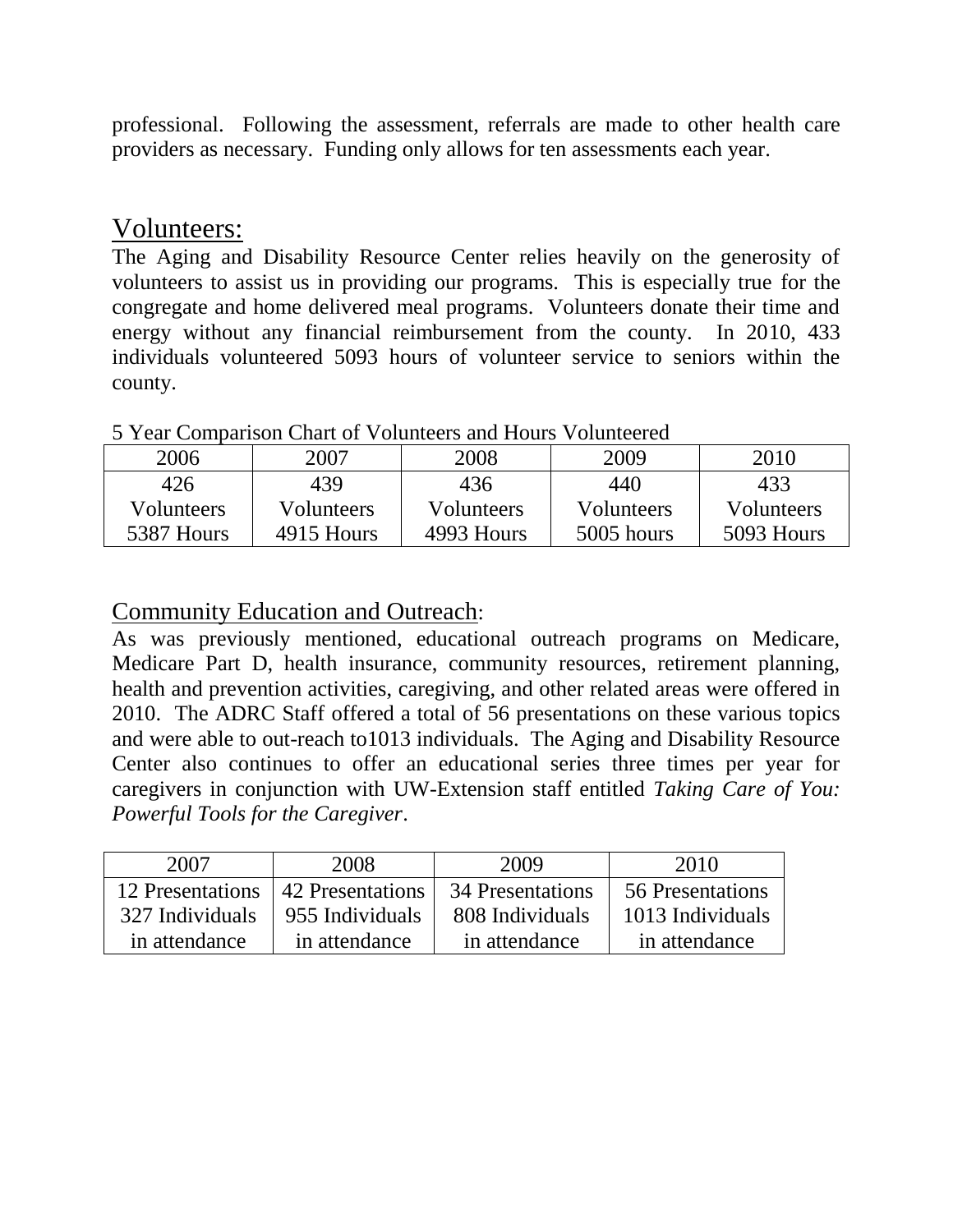professional. Following the assessment, referrals are made to other health care providers as necessary. Funding only allows for ten assessments each year.

## Volunteers:

The Aging and Disability Resource Center relies heavily on the generosity of volunteers to assist us in providing our programs. This is especially true for the congregate and home delivered meal programs. Volunteers donate their time and energy without any financial reimbursement from the county. In 2010, 433 individuals volunteered 5093 hours of volunteer service to seniors within the county.

5 Year Comparison Chart of Volunteers and Hours Volunteered

| 2006 | 2007 | 2008 | 2009 | 2010 |
|---|---|---|---|---|
| 426 Volunteers 5387 Hours | 439 Volunteers 4915 Hours | 436 Volunteers 4993 Hours | 440 Volunteers 5005 hours | 433 Volunteers 5093 Hours |

## Community Education and Outreach:

As was previously mentioned, educational outreach programs on Medicare, Medicare Part D, health insurance, community resources, retirement planning, health and prevention activities, caregiving, and other related areas were offered in 2010. The ADRC Staff offered a total of 56 presentations on these various topics and were able to out-reach to1013 individuals. The Aging and Disability Resource Center also continues to offer an educational series three times per year for caregivers in conjunction with UW-Extension staff entitled *Taking Care of You: Powerful Tools for the Caregiver*.

| 2007 | 2008 | 2009 | 2010 |
|---|---|---|---|
| 12 Presentations 327 Individuals in attendance | 42 Presentations 955 Individuals in attendance | 34 Presentations 808 Individuals in attendance | 56 Presentations 1013 Individuals in attendance |